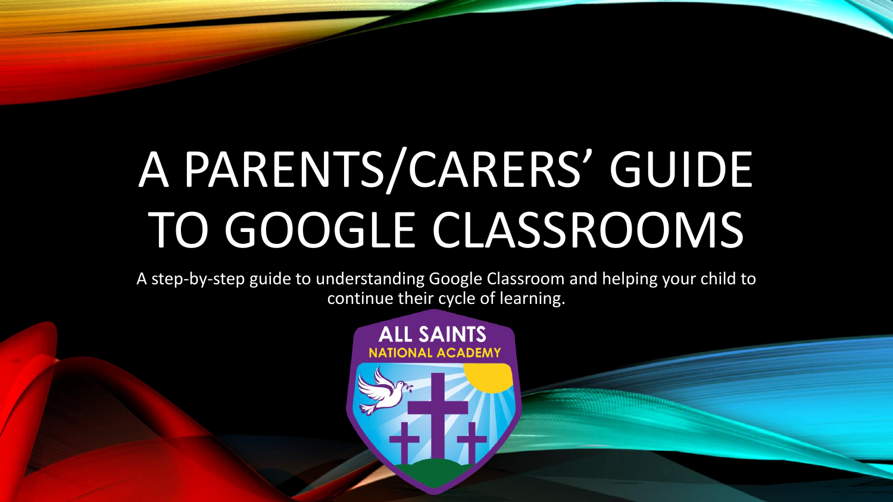# A PARENTS/CARERS' GUIDE TO GOOGLE CLASSROOMS

A step-by-step guide to understanding Google Classroom and helping your child to continue their cycle of learning.

ALL SAINTS
NATIONAL ACADEMY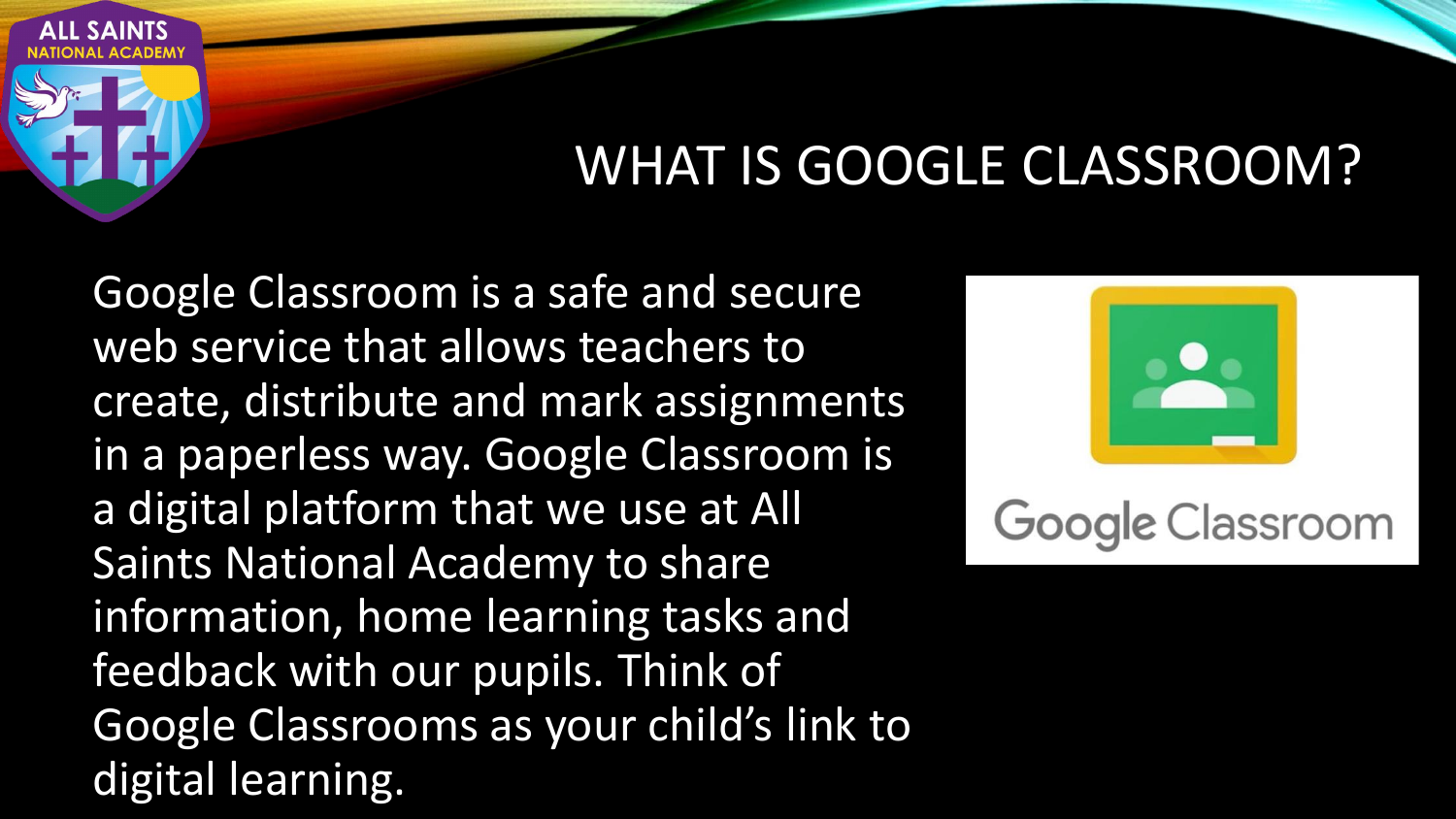# WHAT IS GOOGLE CLASSROOM?

Google Classroom is a safe and secure web service that allows teachers to create, distribute and mark assignments in a paperless way. Google Classroom is a digital platform that we use at All Saints National Academy to share information, home learning tasks and feedback with our pupils. Think of Google Classrooms as your child's link to digital learning.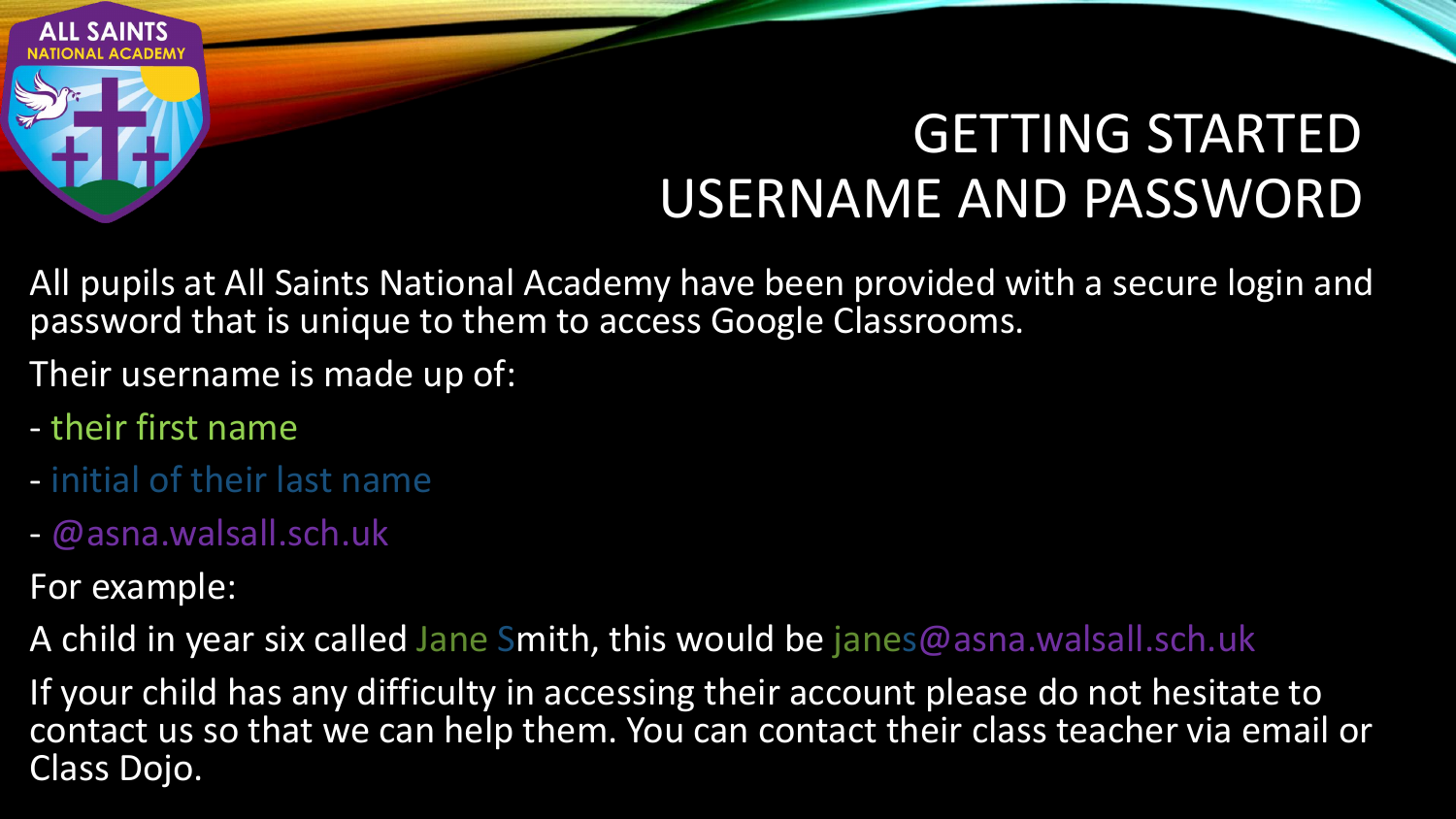# GETTING STARTED USERNAME AND PASSWORD

All pupils at All Saints National Academy have been provided with a secure login and password that is unique to them to access Google Classrooms.

Their username is made up of:

- their first name
- initial of their last name
- @asna.walsall.sch.uk

For example:

A child in year six called Jane Smith, this would be janes@asna.walsall.sch.uk

If your child has any difficulty in accessing their account please do not hesitate to contact us so that we can help them. You can contact their class teacher via email or Class Dojo.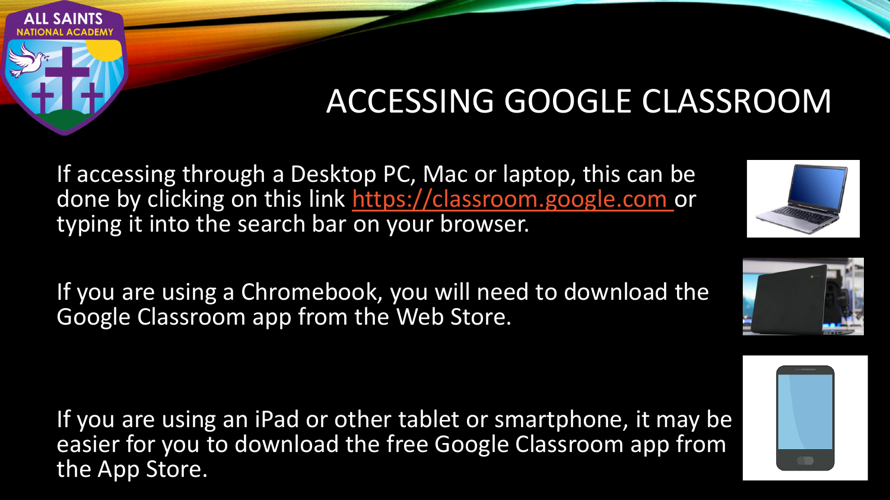# ACCESSING GOOGLE CLASSROOM

If accessing through a Desktop PC, Mac or laptop, this can be done by clicking on this link [https://classroom.google.com](https://classroom.google.com) or typing it into the search bar on your browser.

If you are using a Chromebook, you will need to download the Google Classroom app from the Web Store.

If you are using an iPad or other tablet or smartphone, it may be easier for you to download the free Google Classroom app from the App Store.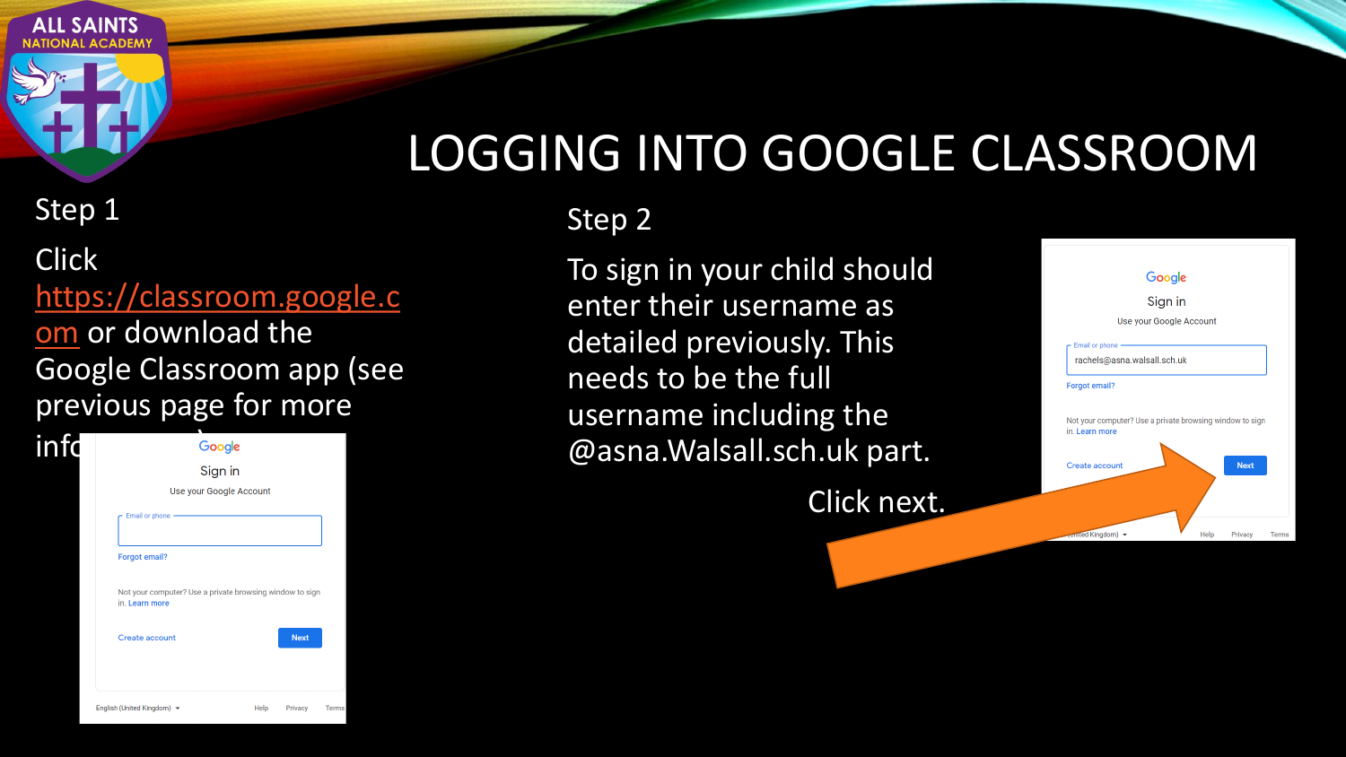# LOGGING INTO GOOGLE CLASSROOM

Step 1

Click https://classroom.google.com or download the Google Classroom app (see previous page for more info…)

Step 2

To sign in your child should enter their username as detailed previously. This needs to be the full username including the @asna.Walsall.sch.uk part.

Click next.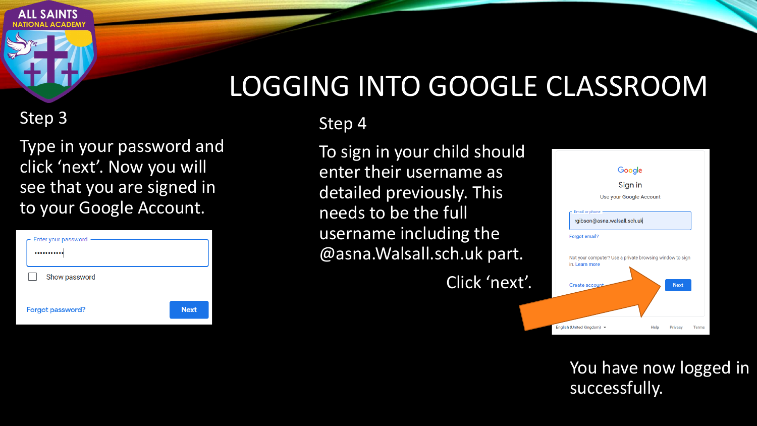# LOGGING INTO GOOGLE CLASSROOM

Step 3

Type in your password and click 'next'. Now you will see that you are signed in to your Google Account.

Enter your password

Show password

Forgot password? Next

Step 4

To sign in your child should enter their username as detailed previously. This needs to be the full username including the @asna.Walsall.sch.uk part.

Click 'next'.

Google

Sign in

Use your Google Account

Email or phone

rgibson@asna.walsall.sch.uk

Forgot email?

Not your computer? Use a private browsing window to sign in. Learn more

Create account Next

English (United Kingdom) Help Privacy Terms

You have now logged in successfully.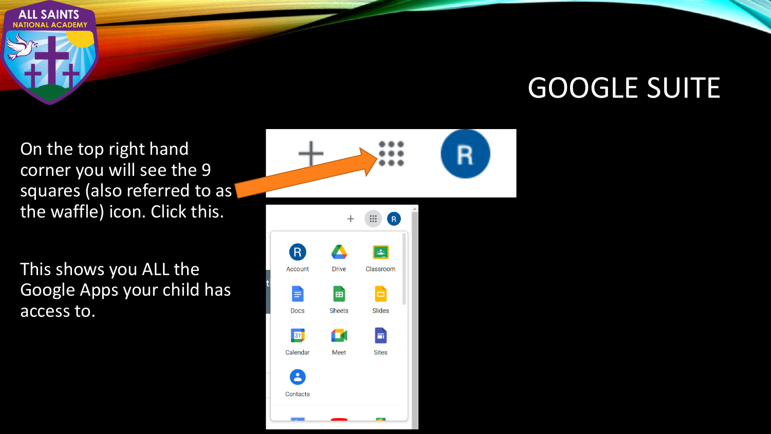# GOOGLE SUITE

On the top right hand corner you will see the 9 squares (also referred to as the waffle) icon. Click this.

This shows you ALL the Google Apps your child has access to.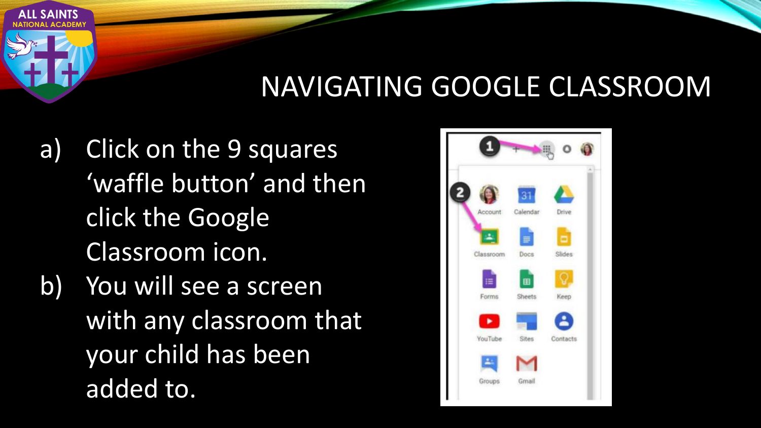# NAVIGATING GOOGLE CLASSROOM

a) Click on the 9 squares 'waffle button' and then click the Google Classroom icon.

b) You will see a screen with any classroom that your child has been added to.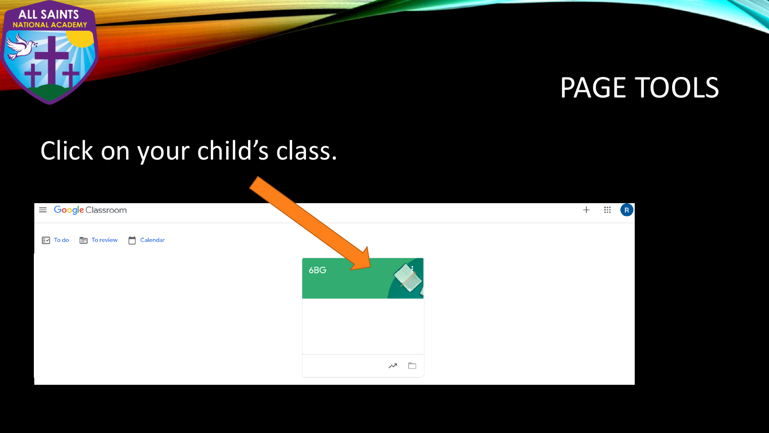# PAGE TOOLS

Click on your child's class.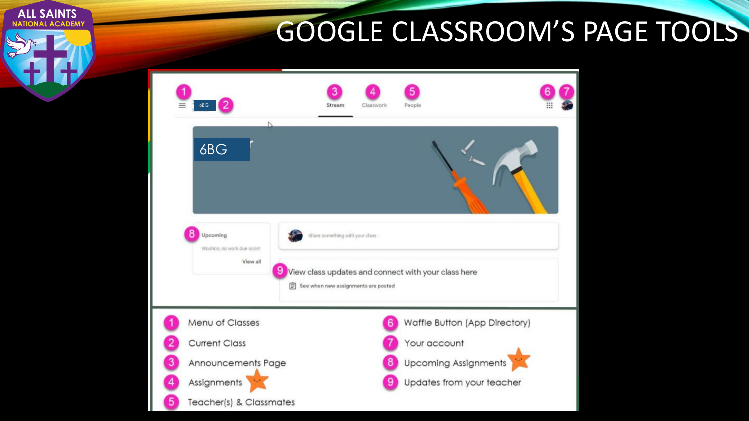# GOOGLE CLASSROOM'S PAGE TOOLS

1. Menu of Classes
2. Current Class
3. Announcements Page
4. Assignments
5. Teacher(s) & Classmates
6. Waffle Button (App Directory)
7. Your account
8. Upcoming Assignments
9. Updates from your teacher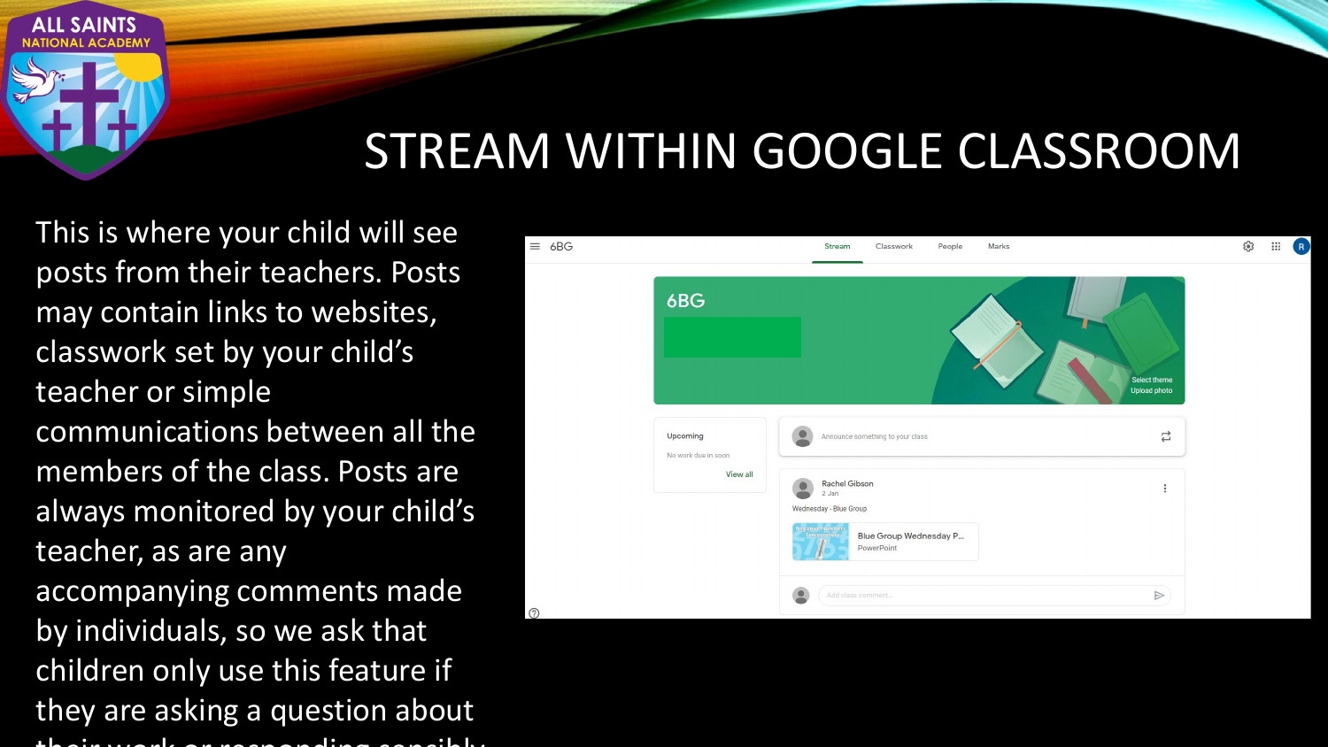# STREAM WITHIN GOOGLE CLASSROOM

This is where your child will see posts from their teachers. Posts may contain links to websites, classwork set by your child's teacher or simple communications between all the members of the class. Posts are always monitored by your child's teacher, as are any accompanying comments made by individuals, so we ask that children only use this feature if they are asking a question about their work or responding sensibly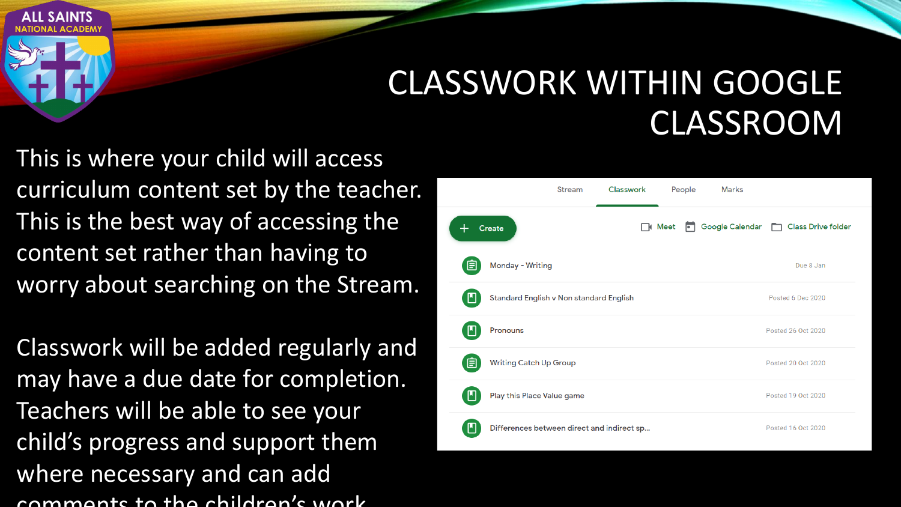# CLASSWORK WITHIN GOOGLE CLASSROOM

This is where your child will access curriculum content set by the teacher. This is the best way of accessing the content set rather than having to worry about searching on the Stream.

Classwork will be added regularly and may have a due date for completion. Teachers will be able to see your child's progress and support them where necessary and can add comments to the children's work.

Stream | Classwork | People | Marks

Create | Meet | Google Calendar | Class Drive folder

| Item | Date |
|---|---|
| Monday - Writing | Due 8 Jan |
| Standard English v Non standard English | Posted 6 Dec 2020 |
| Pronouns | Posted 26 Oct 2020 |
| Writing Catch Up Group | Posted 20 Oct 2020 |
| Play this Place Value game | Posted 19 Oct 2020 |
| Differences between direct and indirect sp... | Posted 16 Oct 2020 |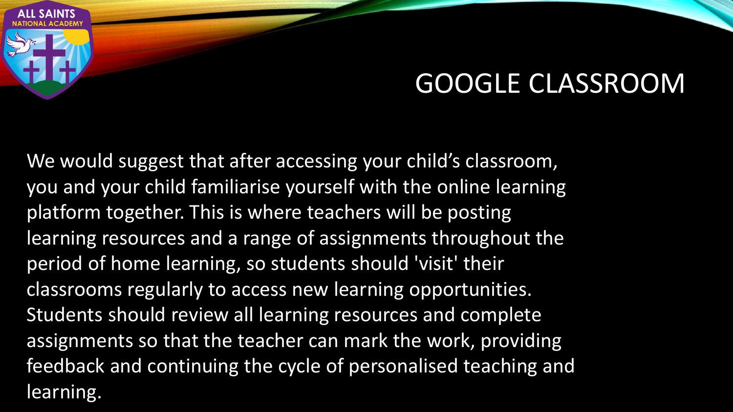# GOOGLE CLASSROOM

We would suggest that after accessing your child's classroom, you and your child familiarise yourself with the online learning platform together. This is where teachers will be posting learning resources and a range of assignments throughout the period of home learning, so students should 'visit' their classrooms regularly to access new learning opportunities. Students should review all learning resources and complete assignments so that the teacher can mark the work, providing feedback and continuing the cycle of personalised teaching and learning.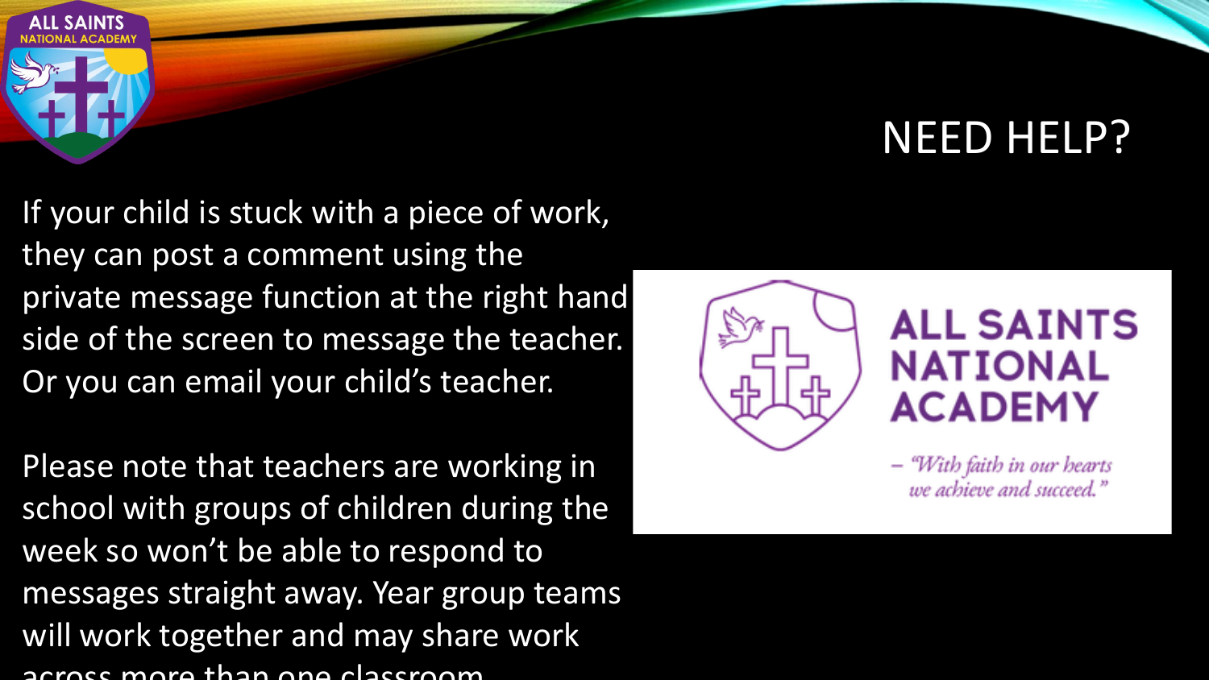# NEED HELP?

If your child is stuck with a piece of work, they can post a comment using the private message function at the right hand side of the screen to message the teacher. Or you can email your child's teacher.

Please note that teachers are working in school with groups of children during the week so won't be able to respond to messages straight away. Year group teams will work together and may share work across more than one classroom.

ALL SAINTS NATIONAL ACADEMY

– "With faith in our hearts we achieve and succeed."